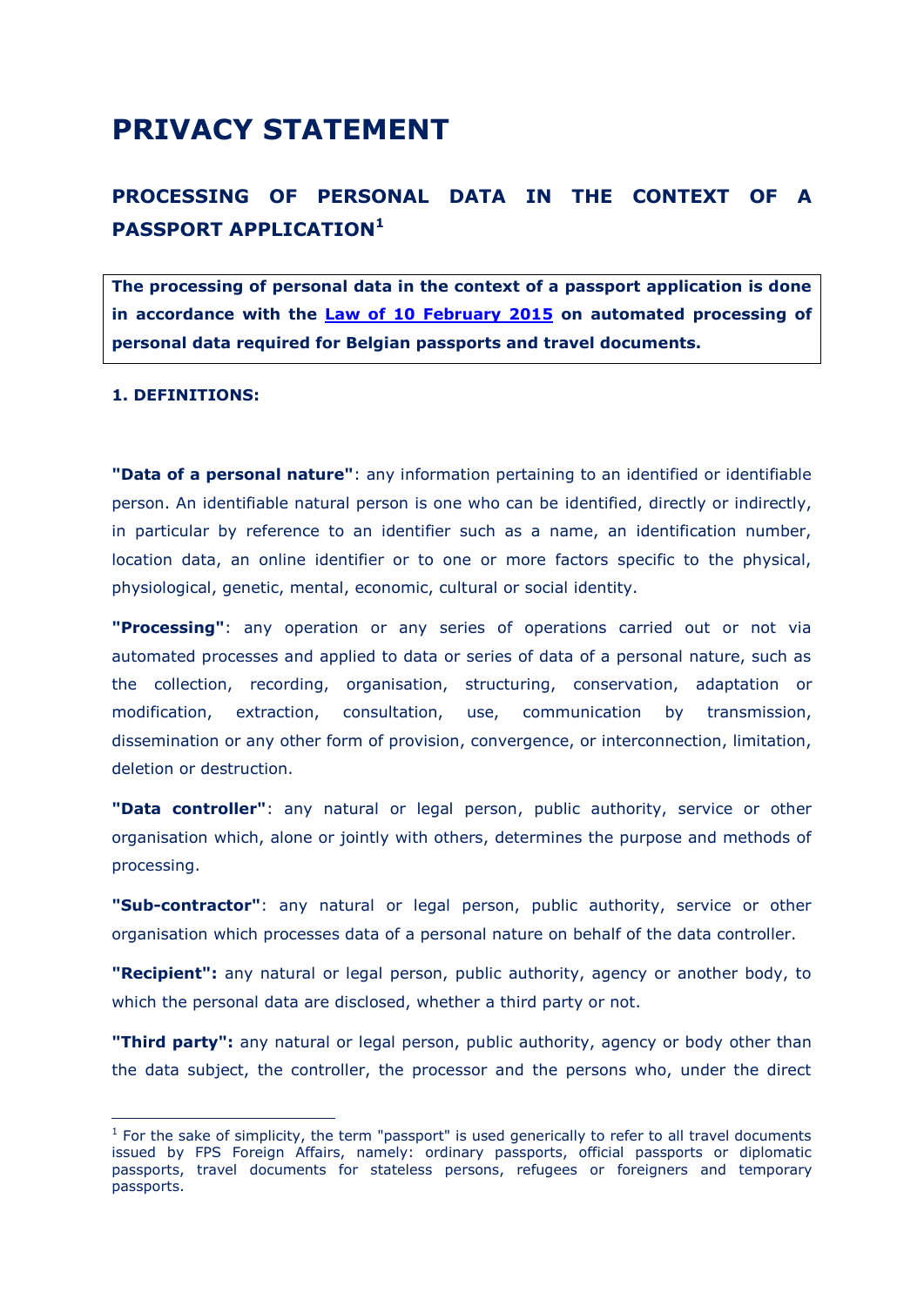# PRIVACY STATEMENT

## PROCESSING OF PERSONAL DATA IN THE CONTEXT OF A PASSPORT APPLICATION[1]

**The processing of personal data in the context of a passport application is done in accordance with the [Law of 10 February 2015] on automated processing of personal data required for Belgian passports and travel documents.**

**1. DEFINITIONS:**

**"Data of a personal nature"**: any information pertaining to an identified or identifiable person. An identifiable natural person is one who can be identified, directly or indirectly, in particular by reference to an identifier such as a name, an identification number, location data, an online identifier or to one or more factors specific to the physical, physiological, genetic, mental, economic, cultural or social identity.

**"Processing"**: any operation or any series of operations carried out or not via automated processes and applied to data or series of data of a personal nature, such as the collection, recording, organisation, structuring, conservation, adaptation or modification, extraction, consultation, use, communication by transmission, dissemination or any other form of provision, convergence, or interconnection, limitation, deletion or destruction.

**"Data controller"**: any natural or legal person, public authority, service or other organisation which, alone or jointly with others, determines the purpose and methods of processing.

**"Sub-contractor"**: any natural or legal person, public authority, service or other organisation which processes data of a personal nature on behalf of the data controller.

**"Recipient":** any natural or legal person, public authority, agency or another body, to which the personal data are disclosed, whether a third party or not.

**"Third party":** any natural or legal person, public authority, agency or body other than the data subject, the controller, the processor and the persons who, under the direct

[1] For the sake of simplicity, the term "passport" is used generically to refer to all travel documents issued by FPS Foreign Affairs, namely: ordinary passports, official passports or diplomatic passports, travel documents for stateless persons, refugees or foreigners and temporary passports.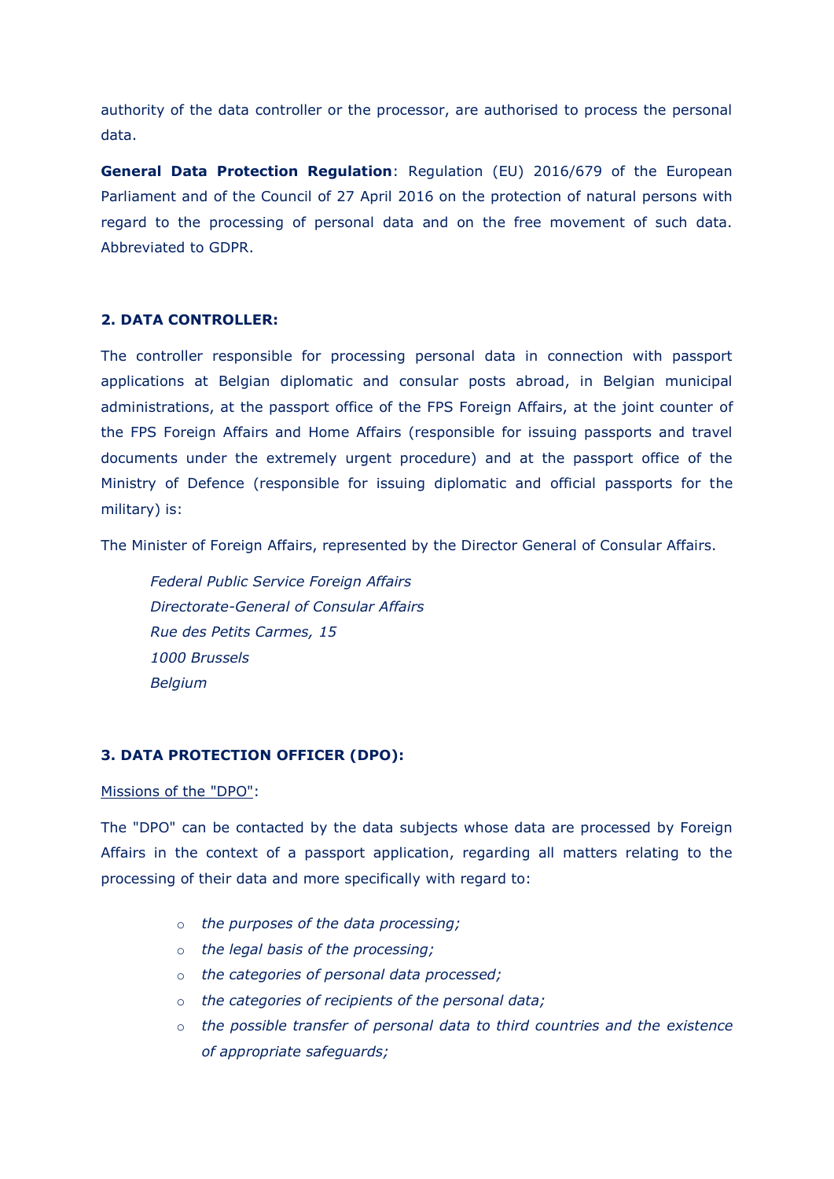authority of the data controller or the processor, are authorised to process the personal data.

**General Data Protection Regulation**: Regulation (EU) 2016/679 of the European Parliament and of the Council of 27 April 2016 on the protection of natural persons with regard to the processing of personal data and on the free movement of such data. Abbreviated to GDPR.

## 2. DATA CONTROLLER:

The controller responsible for processing personal data in connection with passport applications at Belgian diplomatic and consular posts abroad, in Belgian municipal administrations, at the passport office of the FPS Foreign Affairs, at the joint counter of the FPS Foreign Affairs and Home Affairs (responsible for issuing passports and travel documents under the extremely urgent procedure) and at the passport office of the Ministry of Defence (responsible for issuing diplomatic and official passports for the military) is:

The Minister of Foreign Affairs, represented by the Director General of Consular Affairs.

> *Federal Public Service Foreign Affairs*
> *Directorate-General of Consular Affairs*
> *Rue des Petits Carmes, 15*
> *1000 Brussels*
> *Belgium*

## 3. DATA PROTECTION OFFICER (DPO):

Missions of the "DPO":

The "DPO" can be contacted by the data subjects whose data are processed by Foreign Affairs in the context of a passport application, regarding all matters relating to the processing of their data and more specifically with regard to:

- *the purposes of the data processing;*
- *the legal basis of the processing;*
- *the categories of personal data processed;*
- *the categories of recipients of the personal data;*
- *the possible transfer of personal data to third countries and the existence of appropriate safeguards;*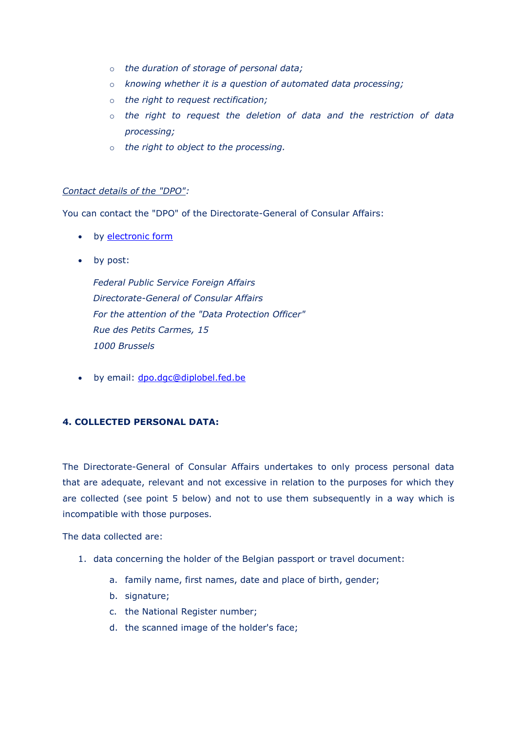- *the duration of storage of personal data;*
- *knowing whether it is a question of automated data processing;*
- *the right to request rectification;*
- *the right to request the deletion of data and the restriction of data processing;*
- *the right to object to the processing.*

*Contact details of the "DPO":*

You can contact the "DPO" of the Directorate-General of Consular Affairs:

- by electronic form
- by post:

  *Federal Public Service Foreign Affairs*
  *Directorate-General of Consular Affairs*
  *For the attention of the "Data Protection Officer"*
  *Rue des Petits Carmes, 15*
  *1000 Brussels*

- by email: dpo.dgc@diplobel.fed.be

### 4. COLLECTED PERSONAL DATA:

The Directorate-General of Consular Affairs undertakes to only process personal data that are adequate, relevant and not excessive in relation to the purposes for which they are collected (see point 5 below) and not to use them subsequently in a way which is incompatible with those purposes.

The data collected are:

1. data concerning the holder of the Belgian passport or travel document:
   a. family name, first names, date and place of birth, gender;
   b. signature;
   c. the National Register number;
   d. the scanned image of the holder's face;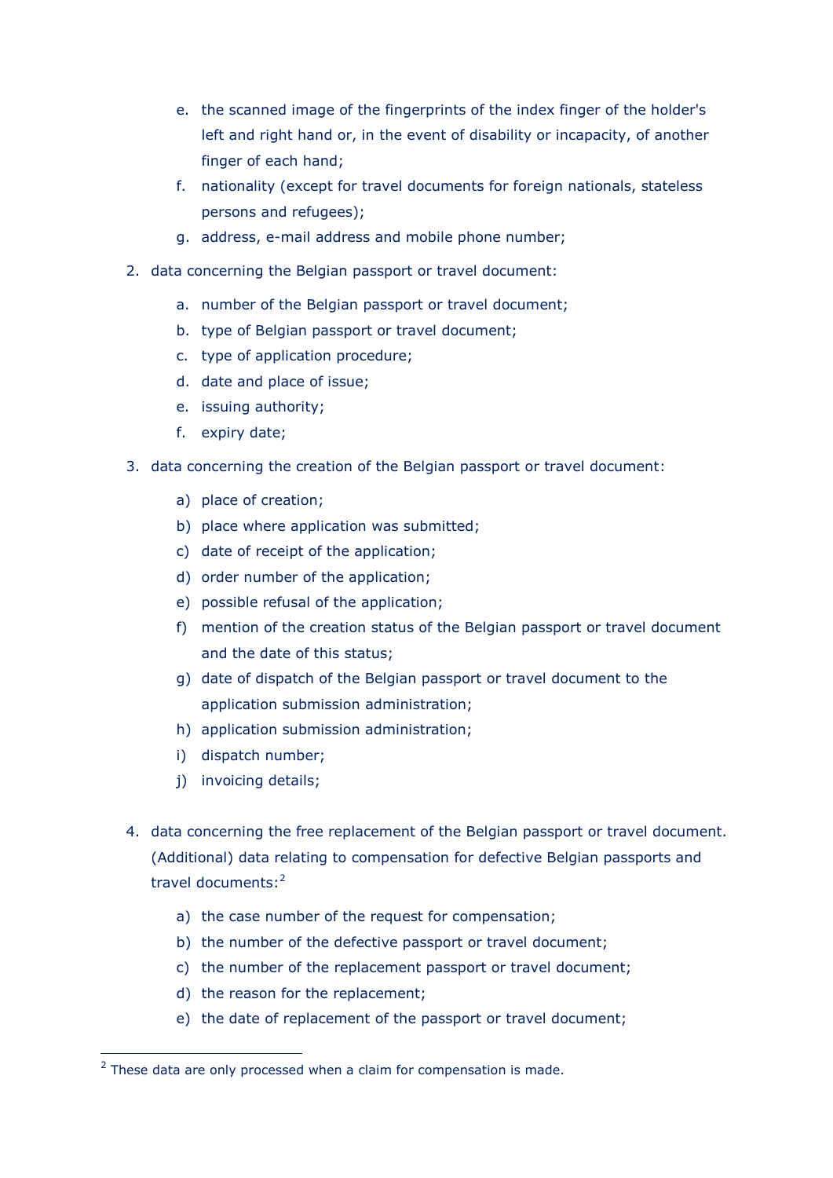e. the scanned image of the fingerprints of the index finger of the holder's left and right hand or, in the event of disability or incapacity, of another finger of each hand;

f. nationality (except for travel documents for foreign nationals, stateless persons and refugees);

g. address, e-mail address and mobile phone number;

2. data concerning the Belgian passport or travel document:

   a. number of the Belgian passport or travel document;

   b. type of Belgian passport or travel document;

   c. type of application procedure;

   d. date and place of issue;

   e. issuing authority;

   f. expiry date;

3. data concerning the creation of the Belgian passport or travel document:

   a) place of creation;

   b) place where application was submitted;

   c) date of receipt of the application;

   d) order number of the application;

   e) possible refusal of the application;

   f) mention of the creation status of the Belgian passport or travel document and the date of this status;

   g) date of dispatch of the Belgian passport or travel document to the application submission administration;

   h) application submission administration;

   i) dispatch number;

   j) invoicing details;

4. data concerning the free replacement of the Belgian passport or travel document. (Additional) data relating to compensation for defective Belgian passports and travel documents:[2]

   a) the case number of the request for compensation;

   b) the number of the defective passport or travel document;

   c) the number of the replacement passport or travel document;

   d) the reason for the replacement;

   e) the date of replacement of the passport or travel document;

[2] These data are only processed when a claim for compensation is made.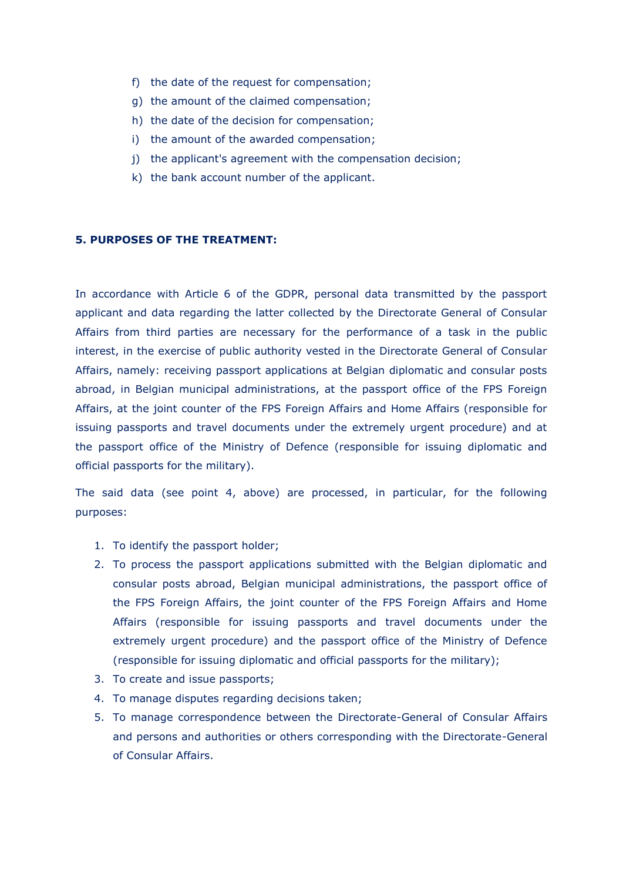f) the date of the request for compensation;
g) the amount of the claimed compensation;
h) the date of the decision for compensation;
i) the amount of the awarded compensation;
j) the applicant's agreement with the compensation decision;
k) the bank account number of the applicant.

**5. PURPOSES OF THE TREATMENT:**

In accordance with Article 6 of the GDPR, personal data transmitted by the passport applicant and data regarding the latter collected by the Directorate General of Consular Affairs from third parties are necessary for the performance of a task in the public interest, in the exercise of public authority vested in the Directorate General of Consular Affairs, namely: receiving passport applications at Belgian diplomatic and consular posts abroad, in Belgian municipal administrations, at the passport office of the FPS Foreign Affairs, at the joint counter of the FPS Foreign Affairs and Home Affairs (responsible for issuing passports and travel documents under the extremely urgent procedure) and at the passport office of the Ministry of Defence (responsible for issuing diplomatic and official passports for the military).

The said data (see point 4, above) are processed, in particular, for the following purposes:

1. To identify the passport holder;
2. To process the passport applications submitted with the Belgian diplomatic and consular posts abroad, Belgian municipal administrations, the passport office of the FPS Foreign Affairs, the joint counter of the FPS Foreign Affairs and Home Affairs (responsible for issuing passports and travel documents under the extremely urgent procedure) and the passport office of the Ministry of Defence (responsible for issuing diplomatic and official passports for the military);
3. To create and issue passports;
4. To manage disputes regarding decisions taken;
5. To manage correspondence between the Directorate-General of Consular Affairs and persons and authorities or others corresponding with the Directorate-General of Consular Affairs.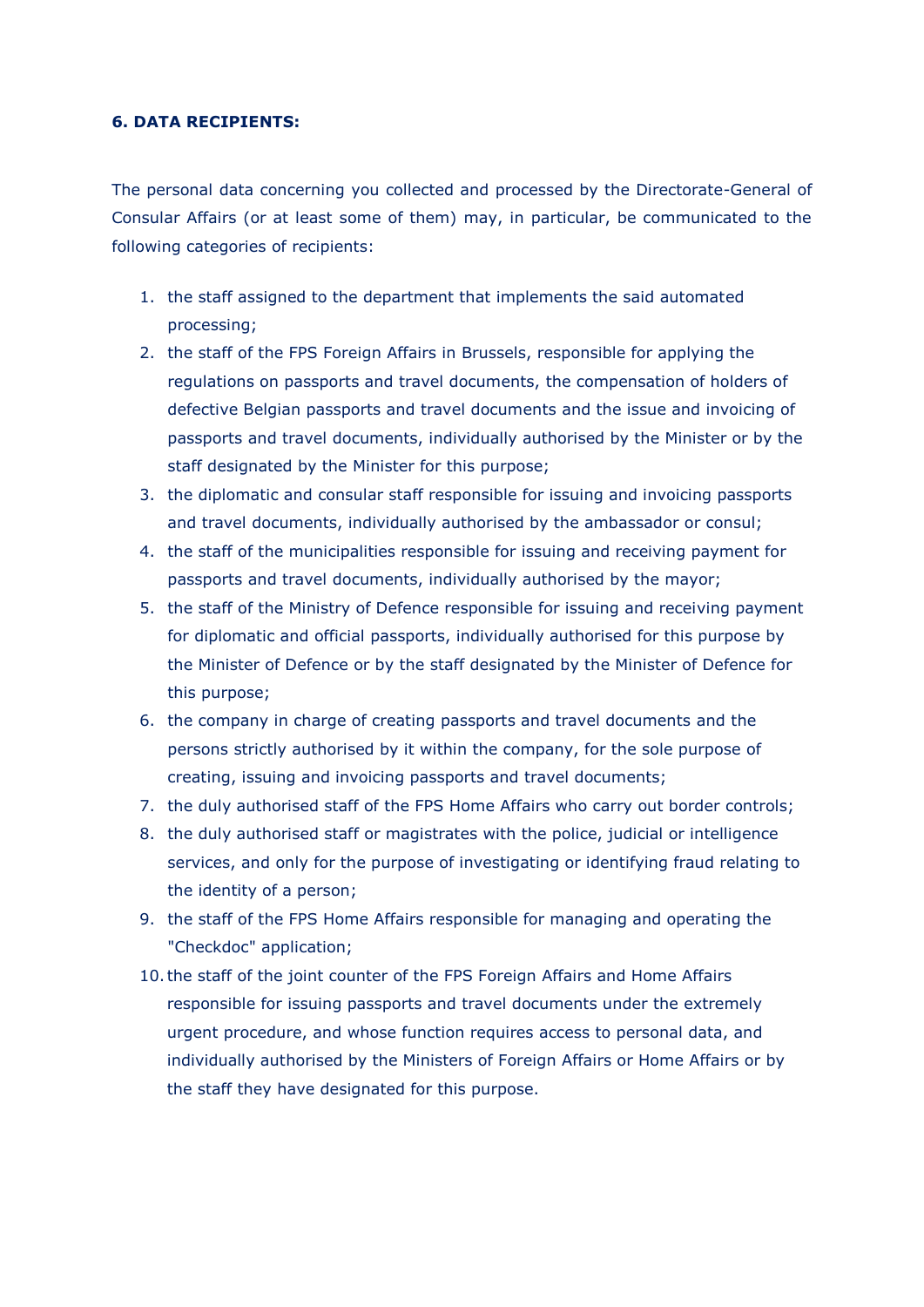**6. DATA RECIPIENTS:**

The personal data concerning you collected and processed by the Directorate-General of Consular Affairs (or at least some of them) may, in particular, be communicated to the following categories of recipients:

1. the staff assigned to the department that implements the said automated processing;
2. the staff of the FPS Foreign Affairs in Brussels, responsible for applying the regulations on passports and travel documents, the compensation of holders of defective Belgian passports and travel documents and the issue and invoicing of passports and travel documents, individually authorised by the Minister or by the staff designated by the Minister for this purpose;
3. the diplomatic and consular staff responsible for issuing and invoicing passports and travel documents, individually authorised by the ambassador or consul;
4. the staff of the municipalities responsible for issuing and receiving payment for passports and travel documents, individually authorised by the mayor;
5. the staff of the Ministry of Defence responsible for issuing and receiving payment for diplomatic and official passports, individually authorised for this purpose by the Minister of Defence or by the staff designated by the Minister of Defence for this purpose;
6. the company in charge of creating passports and travel documents and the persons strictly authorised by it within the company, for the sole purpose of creating, issuing and invoicing passports and travel documents;
7. the duly authorised staff of the FPS Home Affairs who carry out border controls;
8. the duly authorised staff or magistrates with the police, judicial or intelligence services, and only for the purpose of investigating or identifying fraud relating to the identity of a person;
9. the staff of the FPS Home Affairs responsible for managing and operating the "Checkdoc" application;
10. the staff of the joint counter of the FPS Foreign Affairs and Home Affairs responsible for issuing passports and travel documents under the extremely urgent procedure, and whose function requires access to personal data, and individually authorised by the Ministers of Foreign Affairs or Home Affairs or by the staff they have designated for this purpose.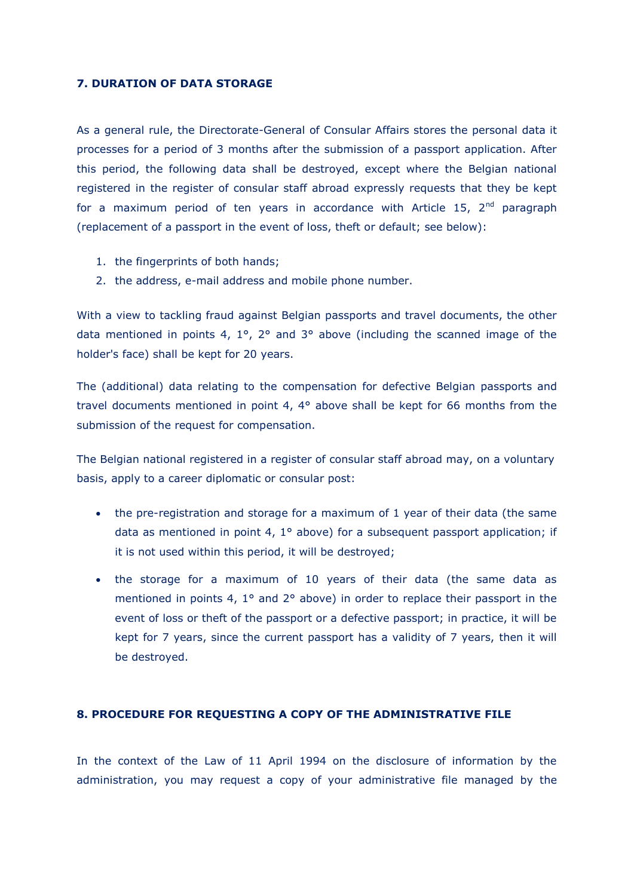## 7. DURATION OF DATA STORAGE

As a general rule, the Directorate-General of Consular Affairs stores the personal data it processes for a period of 3 months after the submission of a passport application. After this period, the following data shall be destroyed, except where the Belgian national registered in the register of consular staff abroad expressly requests that they be kept for a maximum period of ten years in accordance with Article 15, 2nd paragraph (replacement of a passport in the event of loss, theft or default; see below):

1. the fingerprints of both hands;
2. the address, e-mail address and mobile phone number.

With a view to tackling fraud against Belgian passports and travel documents, the other data mentioned in points 4, 1°, 2° and 3° above (including the scanned image of the holder's face) shall be kept for 20 years.

The (additional) data relating to the compensation for defective Belgian passports and travel documents mentioned in point 4, 4° above shall be kept for 66 months from the submission of the request for compensation.

The Belgian national registered in a register of consular staff abroad may, on a voluntary basis, apply to a career diplomatic or consular post:

- the pre-registration and storage for a maximum of 1 year of their data (the same data as mentioned in point 4, 1° above) for a subsequent passport application; if it is not used within this period, it will be destroyed;
- the storage for a maximum of 10 years of their data (the same data as mentioned in points 4, 1° and 2° above) in order to replace their passport in the event of loss or theft of the passport or a defective passport; in practice, it will be kept for 7 years, since the current passport has a validity of 7 years, then it will be destroyed.

## 8. PROCEDURE FOR REQUESTING A COPY OF THE ADMINISTRATIVE FILE

In the context of the Law of 11 April 1994 on the disclosure of information by the administration, you may request a copy of your administrative file managed by the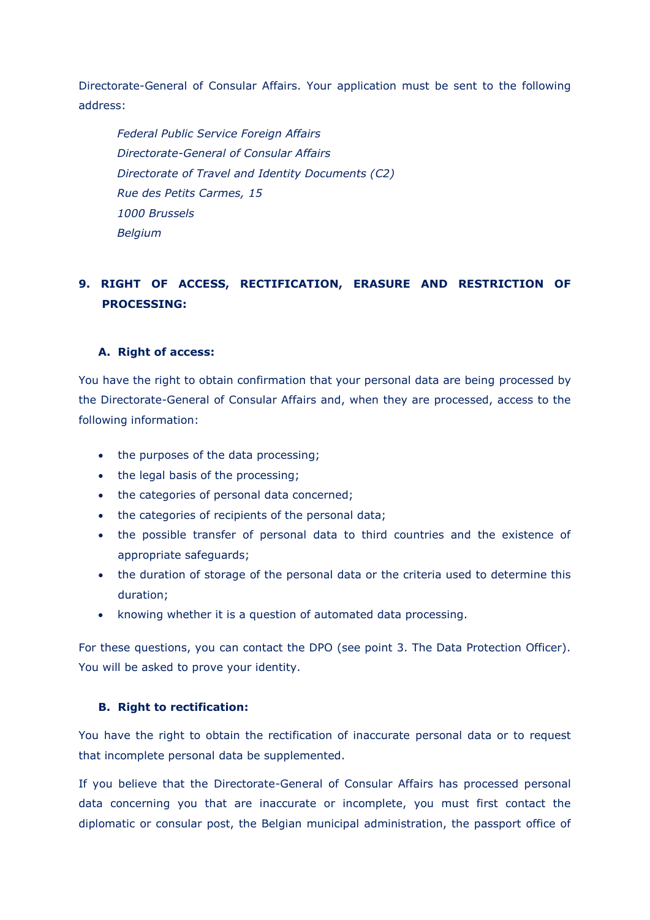Directorate-General of Consular Affairs. Your application must be sent to the following address:

*Federal Public Service Foreign Affairs*
*Directorate-General of Consular Affairs*
*Directorate of Travel and Identity Documents (C2)*
*Rue des Petits Carmes, 15*
*1000 Brussels*
*Belgium*

## 9. RIGHT OF ACCESS, RECTIFICATION, ERASURE AND RESTRICTION OF PROCESSING:

### A. Right of access:

You have the right to obtain confirmation that your personal data are being processed by the Directorate-General of Consular Affairs and, when they are processed, access to the following information:

- the purposes of the data processing;
- the legal basis of the processing;
- the categories of personal data concerned;
- the categories of recipients of the personal data;
- the possible transfer of personal data to third countries and the existence of appropriate safeguards;
- the duration of storage of the personal data or the criteria used to determine this duration;
- knowing whether it is a question of automated data processing.

For these questions, you can contact the DPO (see point 3. The Data Protection Officer). You will be asked to prove your identity.

### B. Right to rectification:

You have the right to obtain the rectification of inaccurate personal data or to request that incomplete personal data be supplemented.

If you believe that the Directorate-General of Consular Affairs has processed personal data concerning you that are inaccurate or incomplete, you must first contact the diplomatic or consular post, the Belgian municipal administration, the passport office of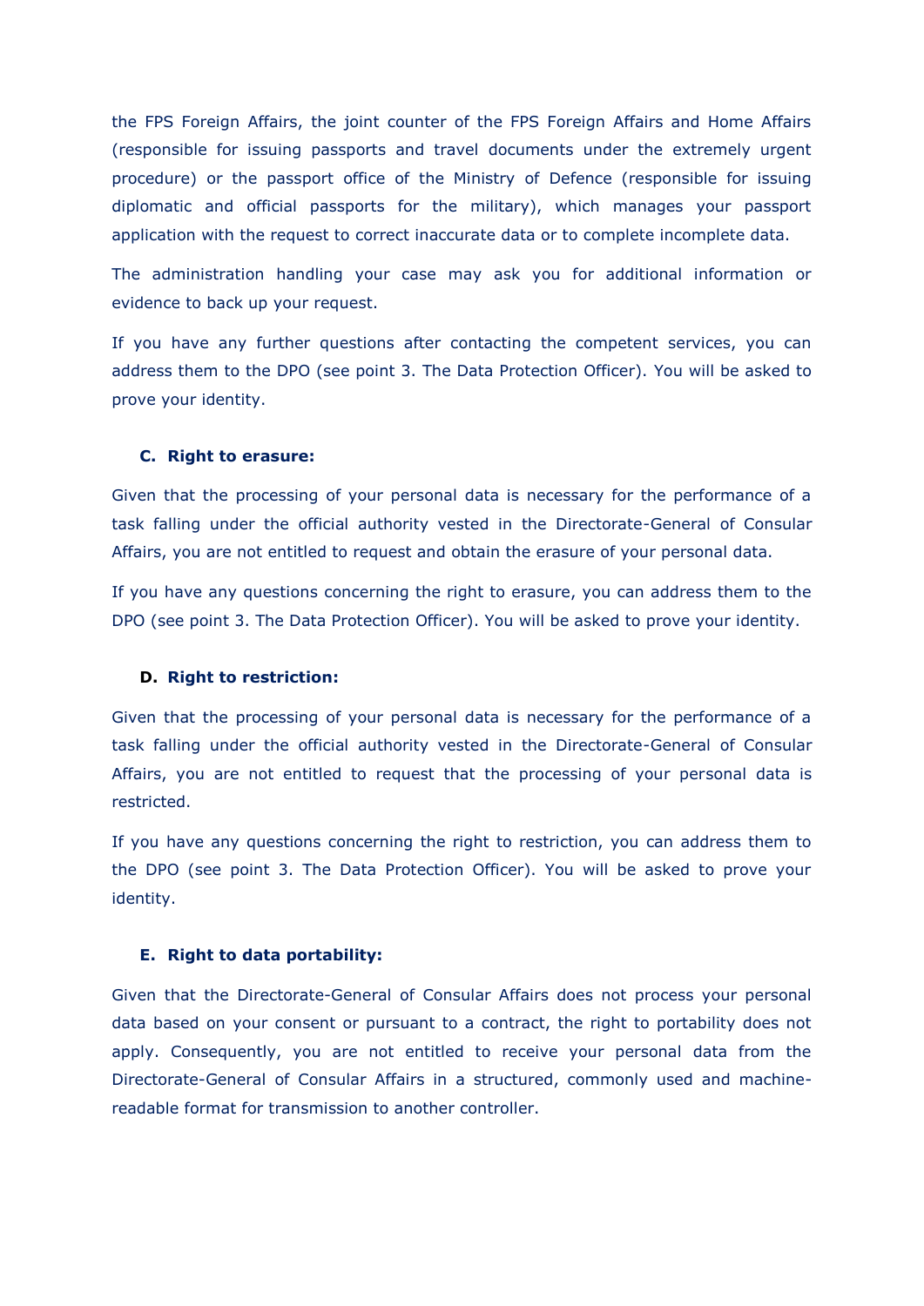the FPS Foreign Affairs, the joint counter of the FPS Foreign Affairs and Home Affairs (responsible for issuing passports and travel documents under the extremely urgent procedure) or the passport office of the Ministry of Defence (responsible for issuing diplomatic and official passports for the military), which manages your passport application with the request to correct inaccurate data or to complete incomplete data.

The administration handling your case may ask you for additional information or evidence to back up your request.

If you have any further questions after contacting the competent services, you can address them to the DPO (see point 3. The Data Protection Officer). You will be asked to prove your identity.

### C. Right to erasure:

Given that the processing of your personal data is necessary for the performance of a task falling under the official authority vested in the Directorate-General of Consular Affairs, you are not entitled to request and obtain the erasure of your personal data.

If you have any questions concerning the right to erasure, you can address them to the DPO (see point 3. The Data Protection Officer). You will be asked to prove your identity.

### D. Right to restriction:

Given that the processing of your personal data is necessary for the performance of a task falling under the official authority vested in the Directorate-General of Consular Affairs, you are not entitled to request that the processing of your personal data is restricted.

If you have any questions concerning the right to restriction, you can address them to the DPO (see point 3. The Data Protection Officer). You will be asked to prove your identity.

### E. Right to data portability:

Given that the Directorate-General of Consular Affairs does not process your personal data based on your consent or pursuant to a contract, the right to portability does not apply. Consequently, you are not entitled to receive your personal data from the Directorate-General of Consular Affairs in a structured, commonly used and machine-readable format for transmission to another controller.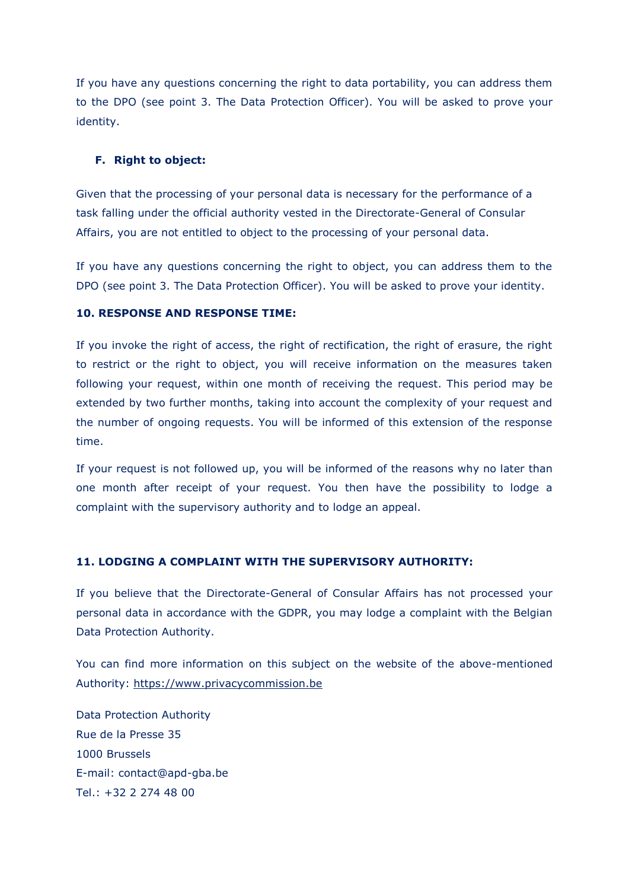If you have any questions concerning the right to data portability, you can address them to the DPO (see point 3. The Data Protection Officer). You will be asked to prove your identity.

### F. Right to object:

Given that the processing of your personal data is necessary for the performance of a task falling under the official authority vested in the Directorate-General of Consular Affairs, you are not entitled to object to the processing of your personal data.

If you have any questions concerning the right to object, you can address them to the DPO (see point 3. The Data Protection Officer). You will be asked to prove your identity.

## 10. RESPONSE AND RESPONSE TIME:

If you invoke the right of access, the right of rectification, the right of erasure, the right to restrict or the right to object, you will receive information on the measures taken following your request, within one month of receiving the request. This period may be extended by two further months, taking into account the complexity of your request and the number of ongoing requests. You will be informed of this extension of the response time.

If your request is not followed up, you will be informed of the reasons why no later than one month after receipt of your request. You then have the possibility to lodge a complaint with the supervisory authority and to lodge an appeal.

## 11. LODGING A COMPLAINT WITH THE SUPERVISORY AUTHORITY:

If you believe that the Directorate-General of Consular Affairs has not processed your personal data in accordance with the GDPR, you may lodge a complaint with the Belgian Data Protection Authority.

You can find more information on this subject on the website of the above-mentioned Authority: https://www.privacycommission.be

Data Protection Authority  
Rue de la Presse 35  
1000 Brussels  
E-mail: contact@apd-gba.be  
Tel.: +32 2 274 48 00